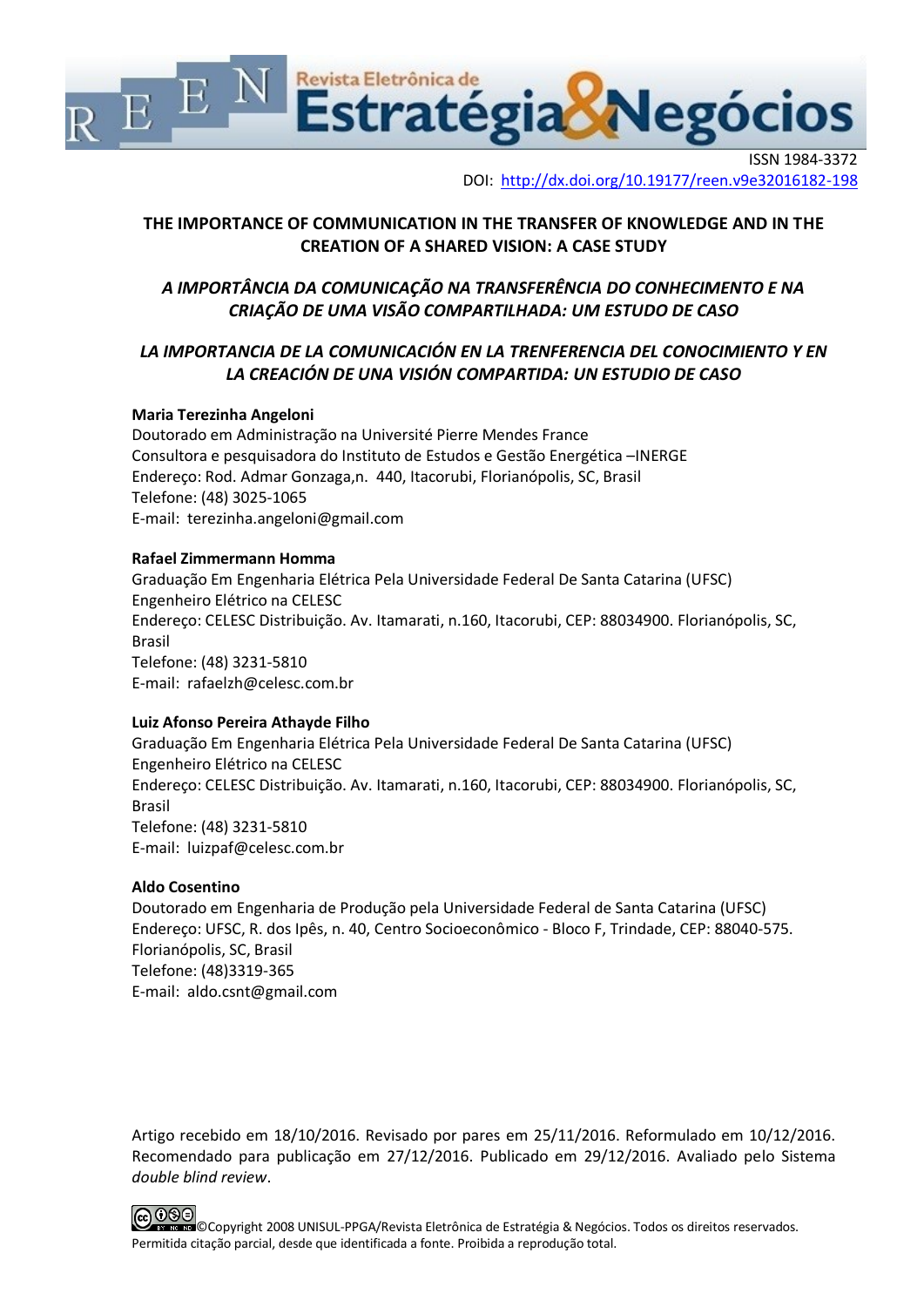ISSN 1984-3372

DOI: http://dx.doi.org/10.19177/reen.v9e32016182-198

# THE IMPORTANCE OF COMMUNICATION IN THE TRANSFER OF KNOWLEDGE AND IN THE CREATION OF A SHARED VISION: A CASE STUDY

## *A IMPORTÂNCIA DA COMUNICAÇÃO NA TRANSFERÊNCIA DO CONHECIMENTO E NA CRIAÇÃO DE UMA VISÃO COMPARTILHADA: UM ESTUDO DE CASO*

## *LA IMPORTANCIA DE LA COMUNICACIÓN EN LA TRENFERENCIA DEL CONOCIMIENTO Y EN LA CREACIÓN DE UNA VISIÓN COMPARTIDA: UN ESTUDIO DE CASO*

**Maria Terezinha Angeloni**
Doutorado em Administração na Université Pierre Mendes France
Consultora e pesquisadora do Instituto de Estudos e Gestão Energética –INERGE
Endereço: Rod. Admar Gonzaga,n. 440, Itacorubi, Florianópolis, SC, Brasil
Telefone: (48) 3025-1065
E-mail: terezinha.angeloni@gmail.com

**Rafael Zimmermann Homma**
Graduação Em Engenharia Elétrica Pela Universidade Federal De Santa Catarina (UFSC)
Engenheiro Elétrico na CELESC
Endereço: CELESC Distribuição. Av. Itamarati, n.160, Itacorubi, CEP: 88034900. Florianópolis, SC, Brasil
Telefone: (48) 3231-5810
E-mail: rafaelzh@celesc.com.br

**Luiz Afonso Pereira Athayde Filho**
Graduação Em Engenharia Elétrica Pela Universidade Federal De Santa Catarina (UFSC)
Engenheiro Elétrico na CELESC
Endereço: CELESC Distribuição. Av. Itamarati, n.160, Itacorubi, CEP: 88034900. Florianópolis, SC, Brasil
Telefone: (48) 3231-5810
E-mail: luizpaf@celesc.com.br

**Aldo Cosentino**
Doutorado em Engenharia de Produção pela Universidade Federal de Santa Catarina (UFSC)
Endereço: UFSC, R. dos Ipês, n. 40, Centro Socioeconômico - Bloco F, Trindade, CEP: 88040-575. Florianópolis, SC, Brasil
Telefone: (48)3319-365
E-mail: aldo.csnt@gmail.com

Artigo recebido em 18/10/2016. Revisado por pares em 25/11/2016. Reformulado em 10/12/2016. Recomendado para publicação em 27/12/2016. Publicado em 29/12/2016. Avaliado pelo Sistema *double blind review*.

©Copyright 2008 UNISUL-PPGA/Revista Eletrônica de Estratégia & Negócios. Todos os direitos reservados. Permitida citação parcial, desde que identificada a fonte. Proibida a reprodução total.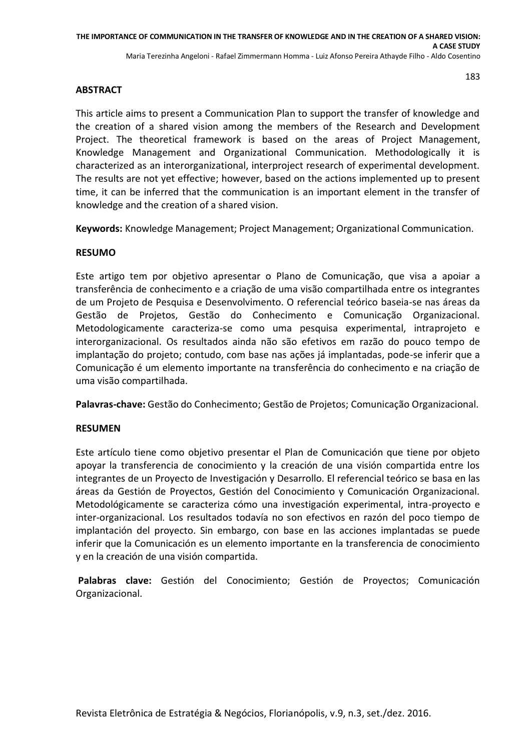## ABSTRACT

This article aims to present a Communication Plan to support the transfer of knowledge and the creation of a shared vision among the members of the Research and Development Project. The theoretical framework is based on the areas of Project Management, Knowledge Management and Organizational Communication. Methodologically it is characterized as an interorganizational, interproject research of experimental development. The results are not yet effective; however, based on the actions implemented up to present time, it can be inferred that the communication is an important element in the transfer of knowledge and the creation of a shared vision.

**Keywords:** Knowledge Management; Project Management; Organizational Communication.

## RESUMO

Este artigo tem por objetivo apresentar o Plano de Comunicação, que visa a apoiar a transferência de conhecimento e a criação de uma visão compartilhada entre os integrantes de um Projeto de Pesquisa e Desenvolvimento. O referencial teórico baseia-se nas áreas da Gestão de Projetos, Gestão do Conhecimento e Comunicação Organizacional. Metodologicamente caracteriza-se como uma pesquisa experimental, intraprojeto e interorganizacional. Os resultados ainda não são efetivos em razão do pouco tempo de implantação do projeto; contudo, com base nas ações já implantadas, pode-se inferir que a Comunicação é um elemento importante na transferência do conhecimento e na criação de uma visão compartilhada.

**Palavras-chave:** Gestão do Conhecimento; Gestão de Projetos; Comunicação Organizacional.

## RESUMEN

Este artículo tiene como objetivo presentar el Plan de Comunicación que tiene por objeto apoyar la transferencia de conocimiento y la creación de una visión compartida entre los integrantes de un Proyecto de Investigación y Desarrollo. El referencial teórico se basa en las áreas da Gestión de Proyectos, Gestión del Conocimiento y Comunicación Organizacional. Metodológicamente se caracteriza cómo una investigación experimental, intra-proyecto e inter-organizacional. Los resultados todavía no son efectivos en razón del poco tiempo de implantación del proyecto. Sin embargo, con base en las acciones implantadas se puede inferir que la Comunicación es un elemento importante en la transferencia de conocimiento y en la creación de una visión compartida.

**Palabras clave:** Gestión del Conocimiento; Gestión de Proyectos; Comunicación Organizacional.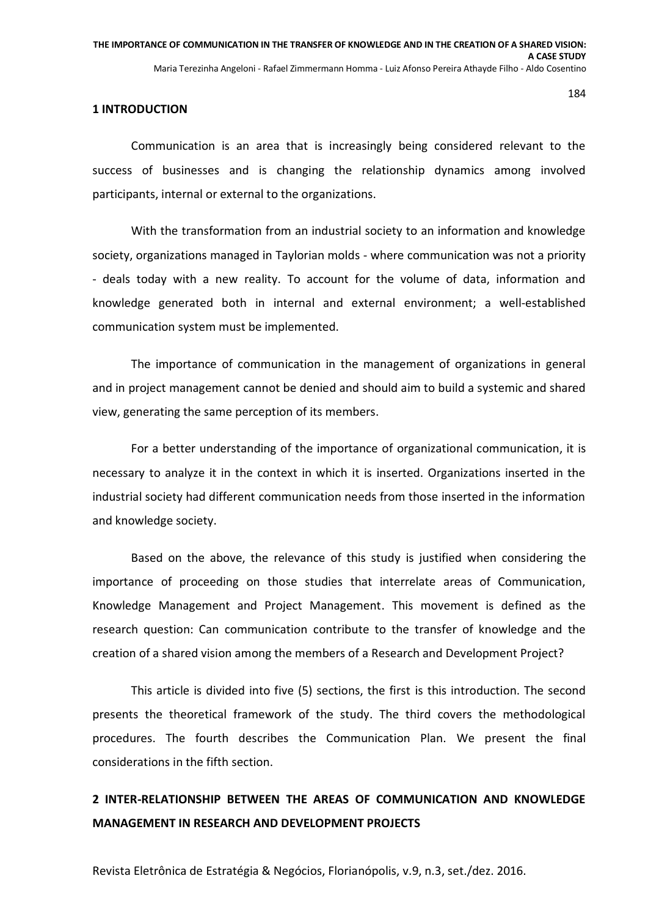## 1 INTRODUCTION

Communication is an area that is increasingly being considered relevant to the success of businesses and is changing the relationship dynamics among involved participants, internal or external to the organizations.

With the transformation from an industrial society to an information and knowledge society, organizations managed in Taylorian molds - where communication was not a priority - deals today with a new reality. To account for the volume of data, information and knowledge generated both in internal and external environment; a well-established communication system must be implemented.

The importance of communication in the management of organizations in general and in project management cannot be denied and should aim to build a systemic and shared view, generating the same perception of its members.

For a better understanding of the importance of organizational communication, it is necessary to analyze it in the context in which it is inserted. Organizations inserted in the industrial society had different communication needs from those inserted in the information and knowledge society.

Based on the above, the relevance of this study is justified when considering the importance of proceeding on those studies that interrelate areas of Communication, Knowledge Management and Project Management. This movement is defined as the research question: Can communication contribute to the transfer of knowledge and the creation of a shared vision among the members of a Research and Development Project?

This article is divided into five (5) sections, the first is this introduction. The second presents the theoretical framework of the study. The third covers the methodological procedures. The fourth describes the Communication Plan. We present the final considerations in the fifth section.

## 2 INTER-RELATIONSHIP BETWEEN THE AREAS OF COMMUNICATION AND KNOWLEDGE MANAGEMENT IN RESEARCH AND DEVELOPMENT PROJECTS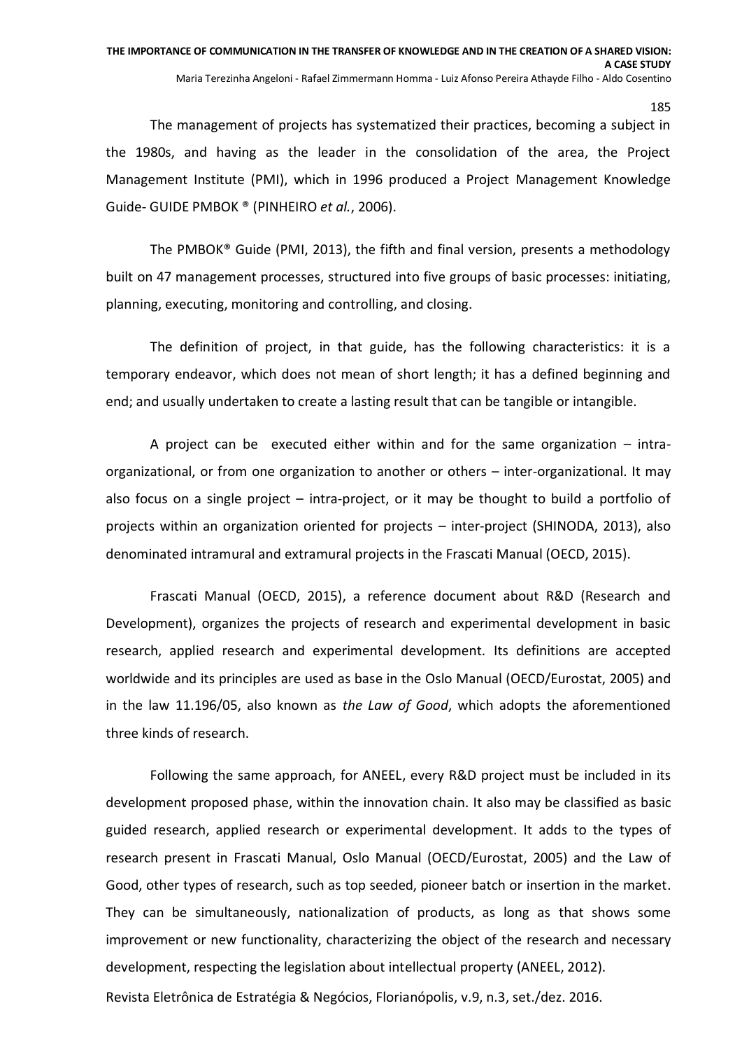The management of projects has systematized their practices, becoming a subject in the 1980s, and having as the leader in the consolidation of the area, the Project Management Institute (PMI), which in 1996 produced a Project Management Knowledge Guide- GUIDE PMBOK ® (PINHEIRO *et al.*, 2006).

The PMBOK® Guide (PMI, 2013), the fifth and final version, presents a methodology built on 47 management processes, structured into five groups of basic processes: initiating, planning, executing, monitoring and controlling, and closing.

The definition of project, in that guide, has the following characteristics: it is a temporary endeavor, which does not mean of short length; it has a defined beginning and end; and usually undertaken to create a lasting result that can be tangible or intangible.

A project can be executed either within and for the same organization – intra-organizational, or from one organization to another or others – inter-organizational. It may also focus on a single project – intra-project, or it may be thought to build a portfolio of projects within an organization oriented for projects – inter-project (SHINODA, 2013), also denominated intramural and extramural projects in the Frascati Manual (OECD, 2015).

Frascati Manual (OECD, 2015), a reference document about R&D (Research and Development), organizes the projects of research and experimental development in basic research, applied research and experimental development. Its definitions are accepted worldwide and its principles are used as base in the Oslo Manual (OECD/Eurostat, 2005) and in the law 11.196/05, also known as *the Law of Good*, which adopts the aforementioned three kinds of research.

Following the same approach, for ANEEL, every R&D project must be included in its development proposed phase, within the innovation chain. It also may be classified as basic guided research, applied research or experimental development. It adds to the types of research present in Frascati Manual, Oslo Manual (OECD/Eurostat, 2005) and the Law of Good, other types of research, such as top seeded, pioneer batch or insertion in the market. They can be simultaneously, nationalization of products, as long as that shows some improvement or new functionality, characterizing the object of the research and necessary development, respecting the legislation about intellectual property (ANEEL, 2012).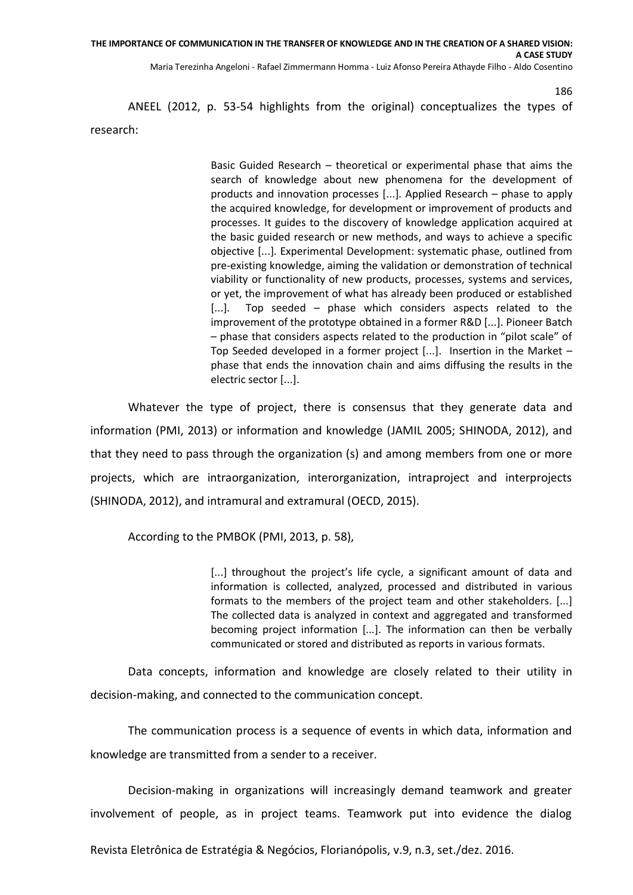ANEEL (2012, p. 53-54 highlights from the original) conceptualizes the types of research:

> Basic Guided Research – theoretical or experimental phase that aims the search of knowledge about new phenomena for the development of products and innovation processes [...]. Applied Research – phase to apply the acquired knowledge, for development or improvement of products and processes. It guides to the discovery of knowledge application acquired at the basic guided research or new methods, and ways to achieve a specific objective [...]. Experimental Development: systematic phase, outlined from pre-existing knowledge, aiming the validation or demonstration of technical viability or functionality of new products, processes, systems and services, or yet, the improvement of what has already been produced or established [...]. Top seeded – phase which considers aspects related to the improvement of the prototype obtained in a former R&D [...]. Pioneer Batch – phase that considers aspects related to the production in "pilot scale" of Top Seeded developed in a former project [...]. Insertion in the Market – phase that ends the innovation chain and aims diffusing the results in the electric sector [...].

Whatever the type of project, there is consensus that they generate data and information (PMI, 2013) or information and knowledge (JAMIL 2005; SHINODA, 2012), and that they need to pass through the organization (s) and among members from one or more projects, which are intraorganization, interorganization, intraproject and interprojects (SHINODA, 2012), and intramural and extramural (OECD, 2015).

According to the PMBOK (PMI, 2013, p. 58),

> [...] throughout the project's life cycle, a significant amount of data and information is collected, analyzed, processed and distributed in various formats to the members of the project team and other stakeholders. [...] The collected data is analyzed in context and aggregated and transformed becoming project information [...]. The information can then be verbally communicated or stored and distributed as reports in various formats.

Data concepts, information and knowledge are closely related to their utility in decision-making, and connected to the communication concept.

The communication process is a sequence of events in which data, information and knowledge are transmitted from a sender to a receiver.

Decision-making in organizations will increasingly demand teamwork and greater involvement of people, as in project teams. Teamwork put into evidence the dialog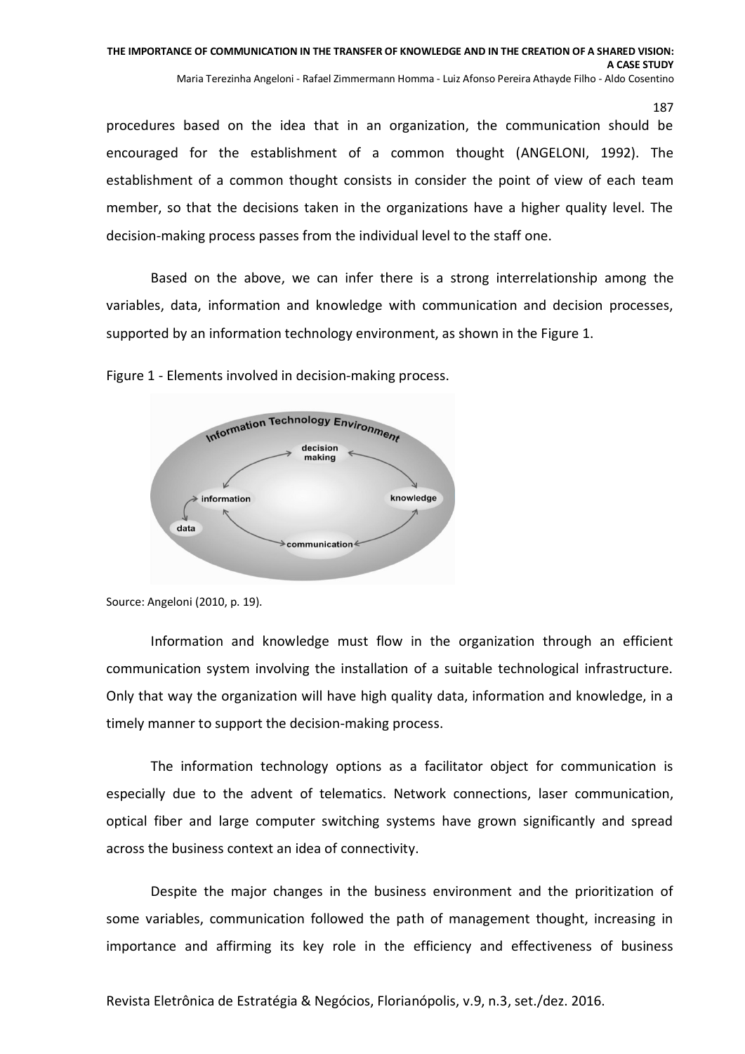procedures based on the idea that in an organization, the communication should be encouraged for the establishment of a common thought (ANGELONI, 1992). The establishment of a common thought consists in consider the point of view of each team member, so that the decisions taken in the organizations have a higher quality level. The decision-making process passes from the individual level to the staff one.

Based on the above, we can infer there is a strong interrelationship among the variables, data, information and knowledge with communication and decision processes, supported by an information technology environment, as shown in the Figure 1.

Figure 1 - Elements involved in decision-making process.

Source: Angeloni (2010, p. 19).

Information and knowledge must flow in the organization through an efficient communication system involving the installation of a suitable technological infrastructure. Only that way the organization will have high quality data, information and knowledge, in a timely manner to support the decision-making process.

The information technology options as a facilitator object for communication is especially due to the advent of telematics. Network connections, laser communication, optical fiber and large computer switching systems have grown significantly and spread across the business context an idea of connectivity.

Despite the major changes in the business environment and the prioritization of some variables, communication followed the path of management thought, increasing in importance and affirming its key role in the efficiency and effectiveness of business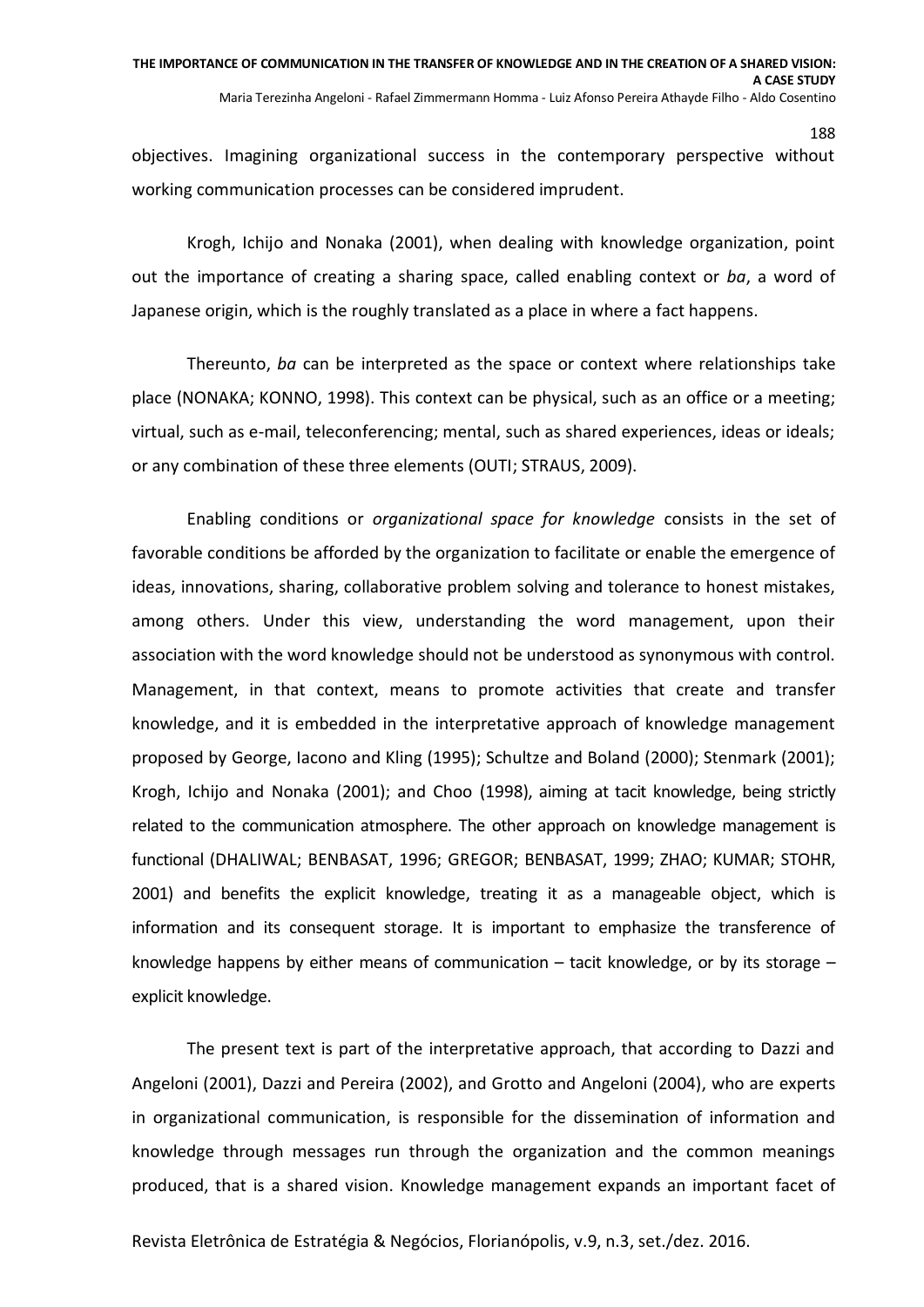objectives. Imagining organizational success in the contemporary perspective without working communication processes can be considered imprudent.

Krogh, Ichijo and Nonaka (2001), when dealing with knowledge organization, point out the importance of creating a sharing space, called enabling context or *ba*, a word of Japanese origin, which is the roughly translated as a place in where a fact happens.

Thereunto, *ba* can be interpreted as the space or context where relationships take place (NONAKA; KONNO, 1998). This context can be physical, such as an office or a meeting; virtual, such as e-mail, teleconferencing; mental, such as shared experiences, ideas or ideals; or any combination of these three elements (OUTI; STRAUS, 2009).

Enabling conditions or *organizational space for knowledge* consists in the set of favorable conditions be afforded by the organization to facilitate or enable the emergence of ideas, innovations, sharing, collaborative problem solving and tolerance to honest mistakes, among others. Under this view, understanding the word management, upon their association with the word knowledge should not be understood as synonymous with control. Management, in that context, means to promote activities that create and transfer knowledge, and it is embedded in the interpretative approach of knowledge management proposed by George, Iacono and Kling (1995); Schultze and Boland (2000); Stenmark (2001); Krogh, Ichijo and Nonaka (2001); and Choo (1998), aiming at tacit knowledge, being strictly related to the communication atmosphere. The other approach on knowledge management is functional (DHALIWAL; BENBASAT, 1996; GREGOR; BENBASAT, 1999; ZHAO; KUMAR; STOHR, 2001) and benefits the explicit knowledge, treating it as a manageable object, which is information and its consequent storage. It is important to emphasize the transference of knowledge happens by either means of communication – tacit knowledge, or by its storage – explicit knowledge.

The present text is part of the interpretative approach, that according to Dazzi and Angeloni (2001), Dazzi and Pereira (2002), and Grotto and Angeloni (2004), who are experts in organizational communication, is responsible for the dissemination of information and knowledge through messages run through the organization and the common meanings produced, that is a shared vision. Knowledge management expands an important facet of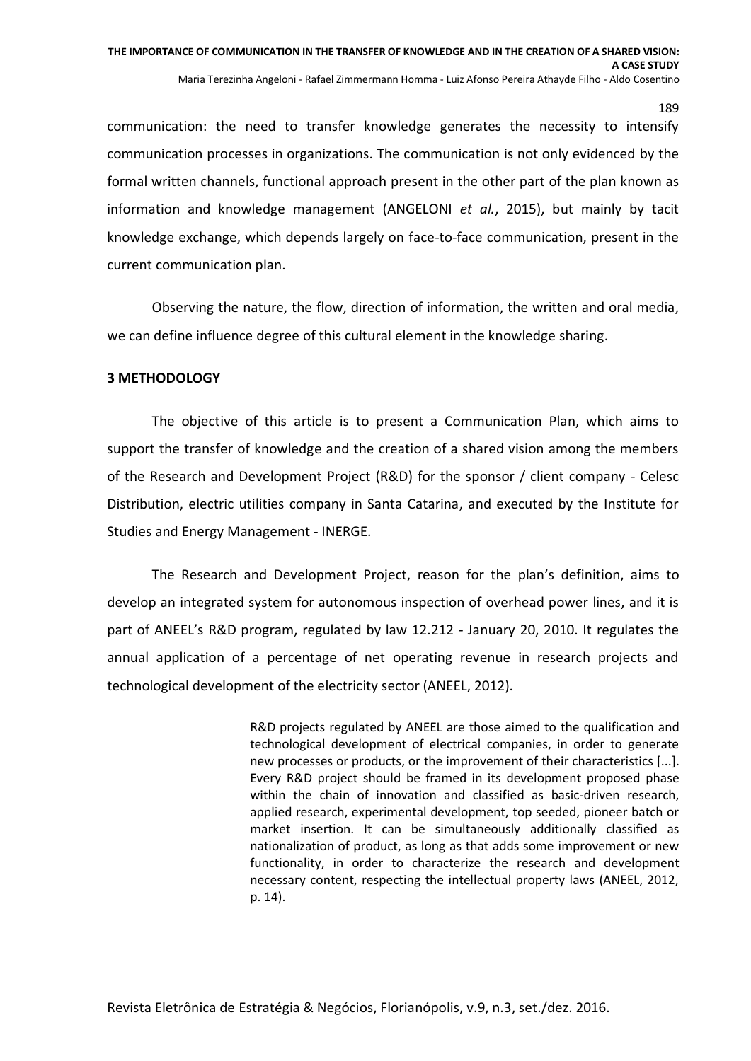communication: the need to transfer knowledge generates the necessity to intensify communication processes in organizations. The communication is not only evidenced by the formal written channels, functional approach present in the other part of the plan known as information and knowledge management (ANGELONI *et al.*, 2015), but mainly by tacit knowledge exchange, which depends largely on face-to-face communication, present in the current communication plan.

Observing the nature, the flow, direction of information, the written and oral media, we can define influence degree of this cultural element in the knowledge sharing.

## 3 METHODOLOGY

The objective of this article is to present a Communication Plan, which aims to support the transfer of knowledge and the creation of a shared vision among the members of the Research and Development Project (R&D) for the sponsor / client company - Celesc Distribution, electric utilities company in Santa Catarina, and executed by the Institute for Studies and Energy Management - INERGE.

The Research and Development Project, reason for the plan's definition, aims to develop an integrated system for autonomous inspection of overhead power lines, and it is part of ANEEL's R&D program, regulated by law 12.212 - January 20, 2010. It regulates the annual application of a percentage of net operating revenue in research projects and technological development of the electricity sector (ANEEL, 2012).

> R&D projects regulated by ANEEL are those aimed to the qualification and technological development of electrical companies, in order to generate new processes or products, or the improvement of their characteristics [...]. Every R&D project should be framed in its development proposed phase within the chain of innovation and classified as basic-driven research, applied research, experimental development, top seeded, pioneer batch or market insertion. It can be simultaneously additionally classified as nationalization of product, as long as that adds some improvement or new functionality, in order to characterize the research and development necessary content, respecting the intellectual property laws (ANEEL, 2012, p. 14).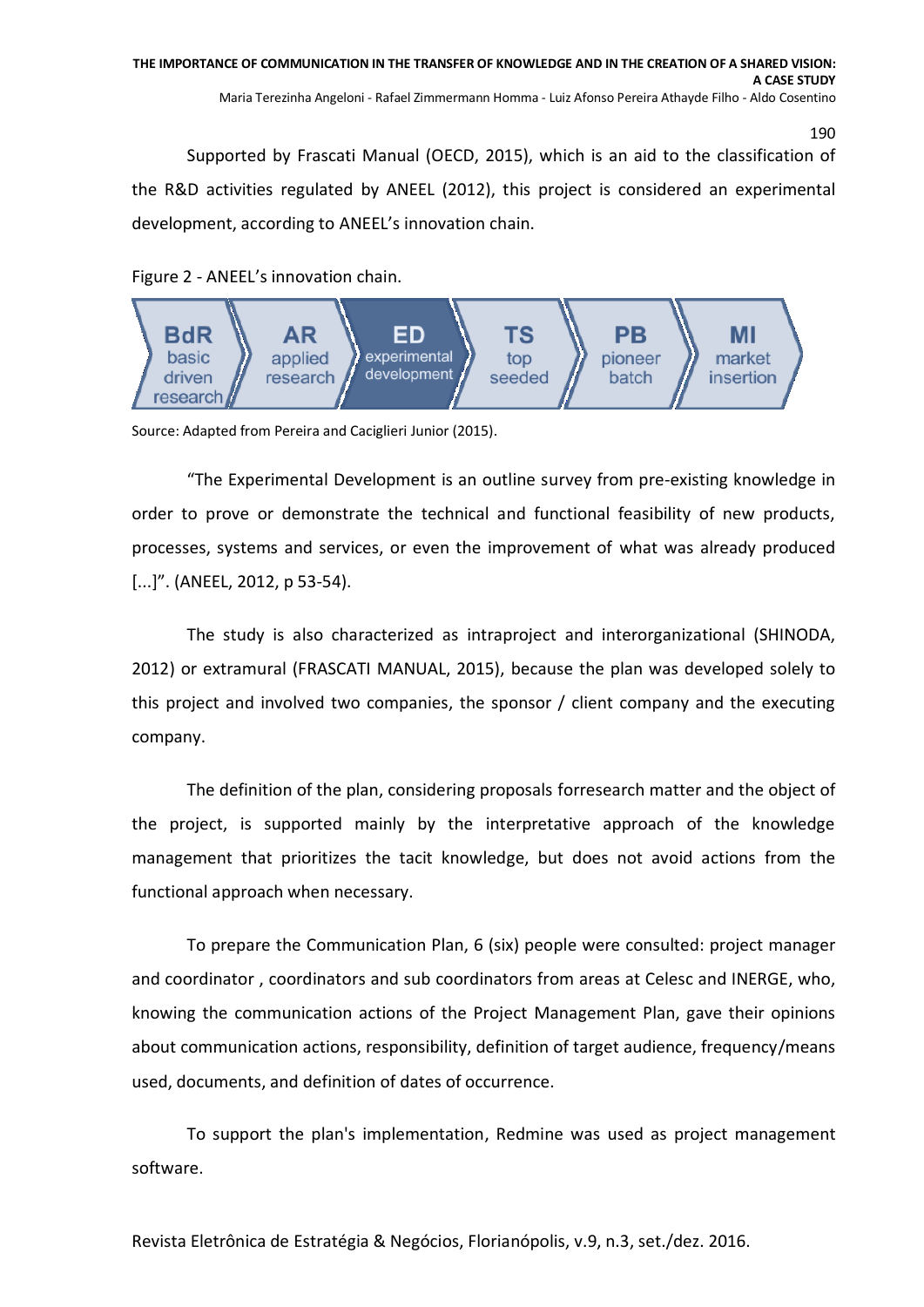Supported by Frascati Manual (OECD, 2015), which is an aid to the classification of the R&D activities regulated by ANEEL (2012), this project is considered an experimental development, according to ANEEL's innovation chain.

Figure 2 - ANEEL's innovation chain.

| BdR basic driven research | AR applied research | ED experimental development | TS top seeded | PB pioneer batch | MI market insertion |
|---|---|---|---|---|---|

Source: Adapted from Pereira and Caciglieri Junior (2015).

"The Experimental Development is an outline survey from pre-existing knowledge in order to prove or demonstrate the technical and functional feasibility of new products, processes, systems and services, or even the improvement of what was already produced [...]". (ANEEL, 2012, p 53-54).

The study is also characterized as intraproject and interorganizational (SHINODA, 2012) or extramural (FRASCATI MANUAL, 2015), because the plan was developed solely to this project and involved two companies, the sponsor / client company and the executing company.

The definition of the plan, considering proposals forresearch matter and the object of the project, is supported mainly by the interpretative approach of the knowledge management that prioritizes the tacit knowledge, but does not avoid actions from the functional approach when necessary.

To prepare the Communication Plan, 6 (six) people were consulted: project manager and coordinator , coordinators and sub coordinators from areas at Celesc and INERGE, who, knowing the communication actions of the Project Management Plan, gave their opinions about communication actions, responsibility, definition of target audience, frequency/means used, documents, and definition of dates of occurrence.

To support the plan's implementation, Redmine was used as project management software.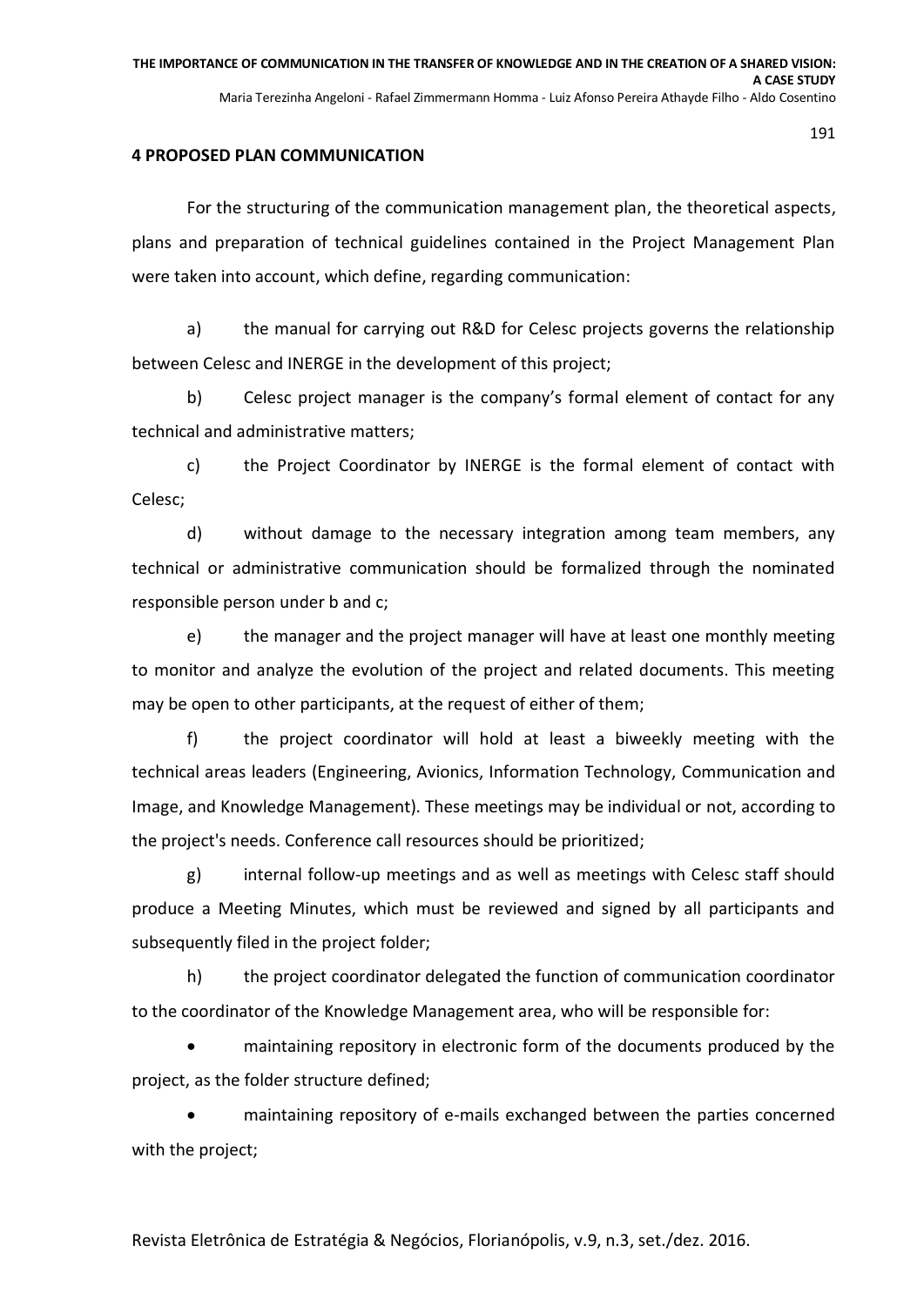## 4 PROPOSED PLAN COMMUNICATION

For the structuring of the communication management plan, the theoretical aspects, plans and preparation of technical guidelines contained in the Project Management Plan were taken into account, which define, regarding communication:

a) the manual for carrying out R&D for Celesc projects governs the relationship between Celesc and INERGE in the development of this project;

b) Celesc project manager is the company's formal element of contact for any technical and administrative matters;

c) the Project Coordinator by INERGE is the formal element of contact with Celesc;

d) without damage to the necessary integration among team members, any technical or administrative communication should be formalized through the nominated responsible person under b and c;

e) the manager and the project manager will have at least one monthly meeting to monitor and analyze the evolution of the project and related documents. This meeting may be open to other participants, at the request of either of them;

f) the project coordinator will hold at least a biweekly meeting with the technical areas leaders (Engineering, Avionics, Information Technology, Communication and Image, and Knowledge Management). These meetings may be individual or not, according to the project's needs. Conference call resources should be prioritized;

g) internal follow-up meetings and as well as meetings with Celesc staff should produce a Meeting Minutes, which must be reviewed and signed by all participants and subsequently filed in the project folder;

h) the project coordinator delegated the function of communication coordinator to the coordinator of the Knowledge Management area, who will be responsible for:

- maintaining repository in electronic form of the documents produced by the project, as the folder structure defined;
- maintaining repository of e-mails exchanged between the parties concerned with the project;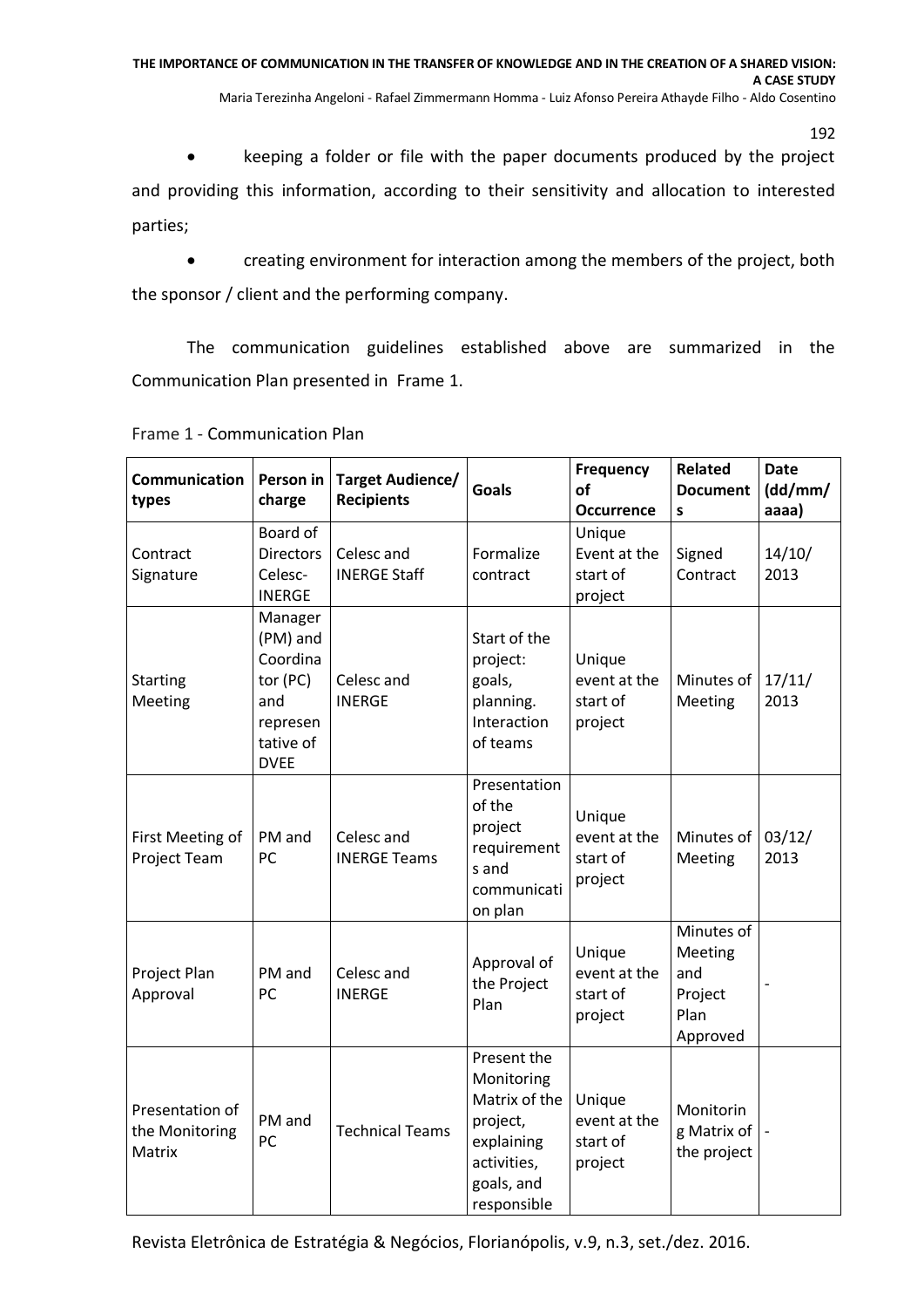- keeping a folder or file with the paper documents produced by the project and providing this information, according to their sensitivity and allocation to interested parties;

- creating environment for interaction among the members of the project, both the sponsor / client and the performing company.

The communication guidelines established above are summarized in the Communication Plan presented in Frame 1.

Frame 1 - Communication Plan

| **Communication types** | **Person in charge** | **Target Audience/ Recipients** | **Goals** | **Frequency of Occurrence** | **Related Documents** | **Date (dd/mm/ aaaa)** |
|---|---|---|---|---|---|---|
| Contract Signature | Board of Directors Celesc-INERGE | Celesc and INERGE Staff | Formalize contract | Unique Event at the start of project | Signed Contract | 14/10/ 2013 |
| Starting Meeting | Manager (PM) and Coordinator (PC) and representative of DVEE | Celesc and INERGE | Start of the project: goals, planning. Interaction of teams | Unique event at the start of project | Minutes of Meeting | 17/11/ 2013 |
| First Meeting of Project Team | PM and PC | Celesc and INERGE Teams | Presentation of the project requirements and communication plan | Unique event at the start of project | Minutes of Meeting | 03/12/ 2013 |
| Project Plan Approval | PM and PC | Celesc and INERGE | Approval of the Project Plan | Unique event at the start of project | Minutes of Meeting and Project Plan Approved | - |
| Presentation of the Monitoring Matrix | PM and PC | Technical Teams | Present the Monitoring Matrix of the project, explaining activities, goals, and responsible | Unique event at the start of project | Monitoring Matrix of the project | - |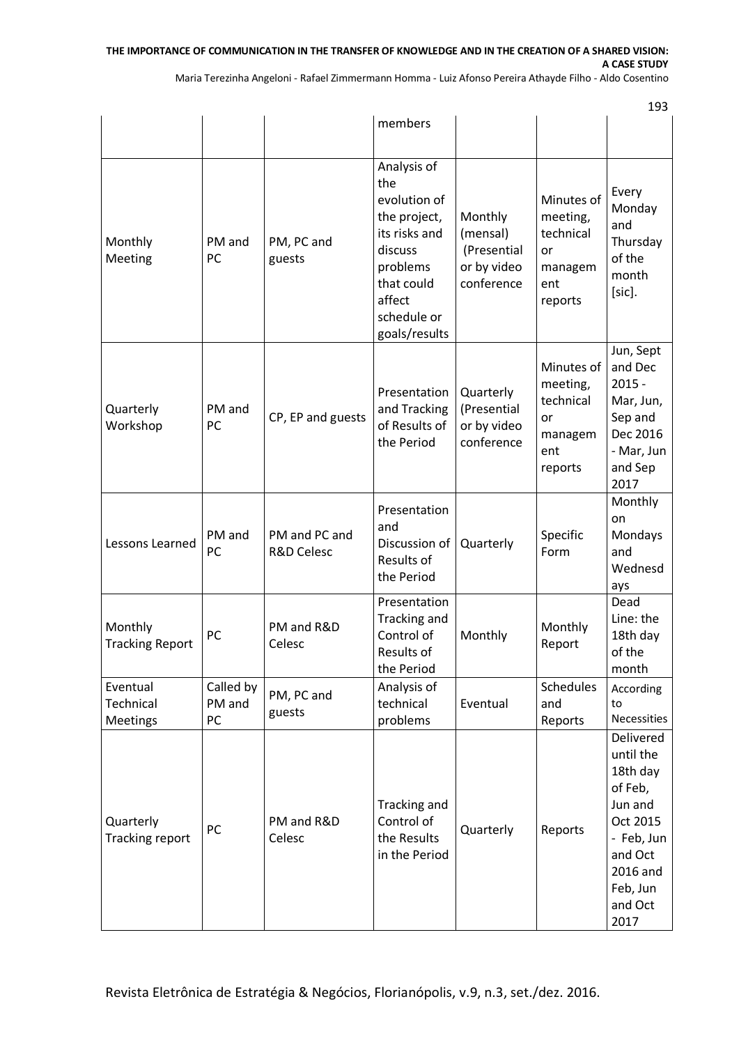| | | | members | | | |
|---|---|---|---|---|---|---|
| Monthly Meeting | PM and PC | PM, PC and guests | Analysis of the evolution of the project, its risks and discuss problems that could affect schedule or goals/results | Monthly (mensal) (Presential or by video conference | Minutes of meeting, technical or management reports | Every Monday and Thursday of the month [sic]. |
| Quarterly Workshop | PM and PC | CP, EP and guests | Presentation and Tracking of Results of the Period | Quarterly (Presential or by video conference | Minutes of meeting, technical or management reports | Jun, Sept and Dec 2015 - Mar, Jun, Sep and Dec 2016 - Mar, Jun and Sep 2017 |
| Lessons Learned | PM and PC | PM and PC and R&D Celesc | Presentation and Discussion of Results of the Period | Quarterly | Specific Form | Monthly on Mondays and Wednesdays |
| Monthly Tracking Report | PC | PM and R&D Celesc | Presentation Tracking and Control of Results of the Period | Monthly | Monthly Report | Dead Line: the 18th day of the month |
| Eventual Technical Meetings | Called by PM and PC | PM, PC and guests | Analysis of technical problems | Eventual | Schedules and Reports | According to Necessities |
| Quarterly Tracking report | PC | PM and R&D Celesc | Tracking and Control of the Results in the Period | Quarterly | Reports | Delivered until the 18th day of Feb, Jun and Oct 2015 - Feb, Jun and Oct 2016 and Feb, Jun and Oct 2017 |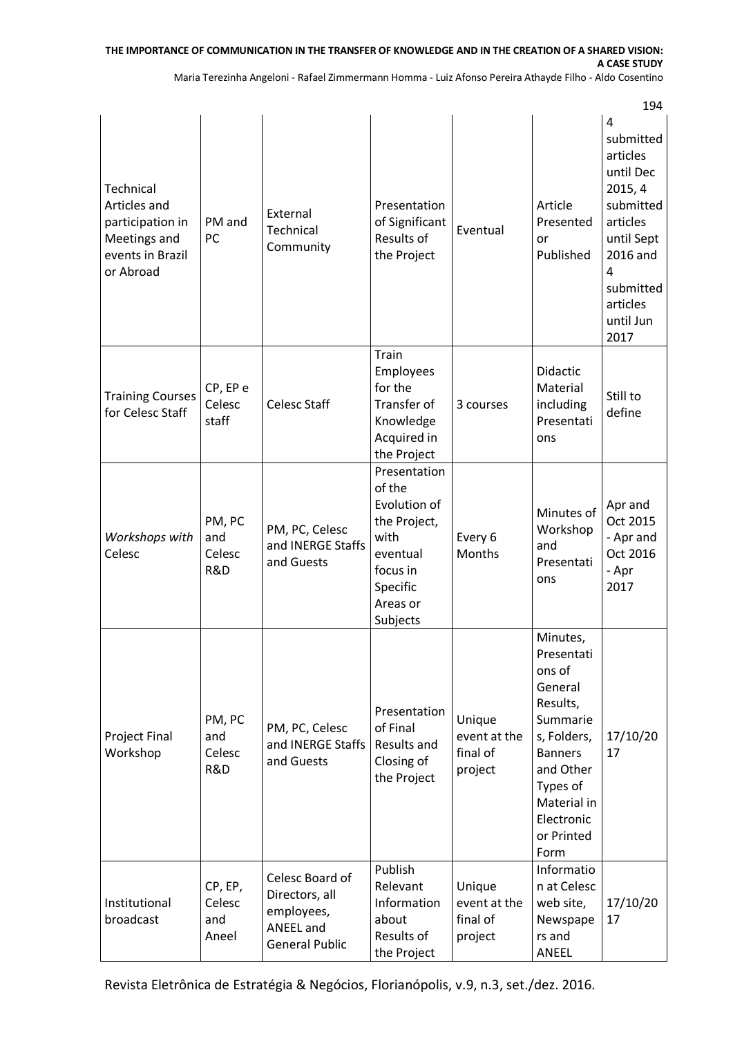| Technical Articles and participation in Meetings and events in Brazil or Abroad | PM and PC | External Technical Community | Presentation of Significant Results of the Project | Eventual | Article Presented or Published | 4 submitted articles until Dec 2015, 4 submitted articles until Sept 2016 and 4 submitted articles until Jun 2017 |
|---|---|---|---|---|---|---|
| Training Courses for Celesc Staff | CP, EP e Celesc staff | Celesc Staff | Train Employees for the Transfer of Knowledge Acquired in the Project | 3 courses | Didactic Material including Presentations | Still to define |
| *Workshops with* Celesc | PM, PC and Celesc R&D | PM, PC, Celesc and INERGE Staffs and Guests | Presentation of the Evolution of the Project, with eventual focus in Specific Areas or Subjects | Every 6 Months | Minutes of Workshop and Presentations | Apr and Oct 2015 - Apr and Oct 2016 - Apr 2017 |
| Project Final Workshop | PM, PC and Celesc R&D | PM, PC, Celesc and INERGE Staffs and Guests | Presentation of Final Results and Closing of the Project | Unique event at the final of project | Minutes, Presentations of General Results, Summaries, Folders, Banners and Other Types of Material in Electronic or Printed Form | 17/10/2017 |
| Institutional broadcast | CP, EP, Celesc and Aneel | Celesc Board of Directors, all employees, ANEEL and General Public | Publish Relevant Information about Results of the Project | Unique event at the final of project | Information at Celesc web site, Newspapers and ANEEL | 17/10/2017 |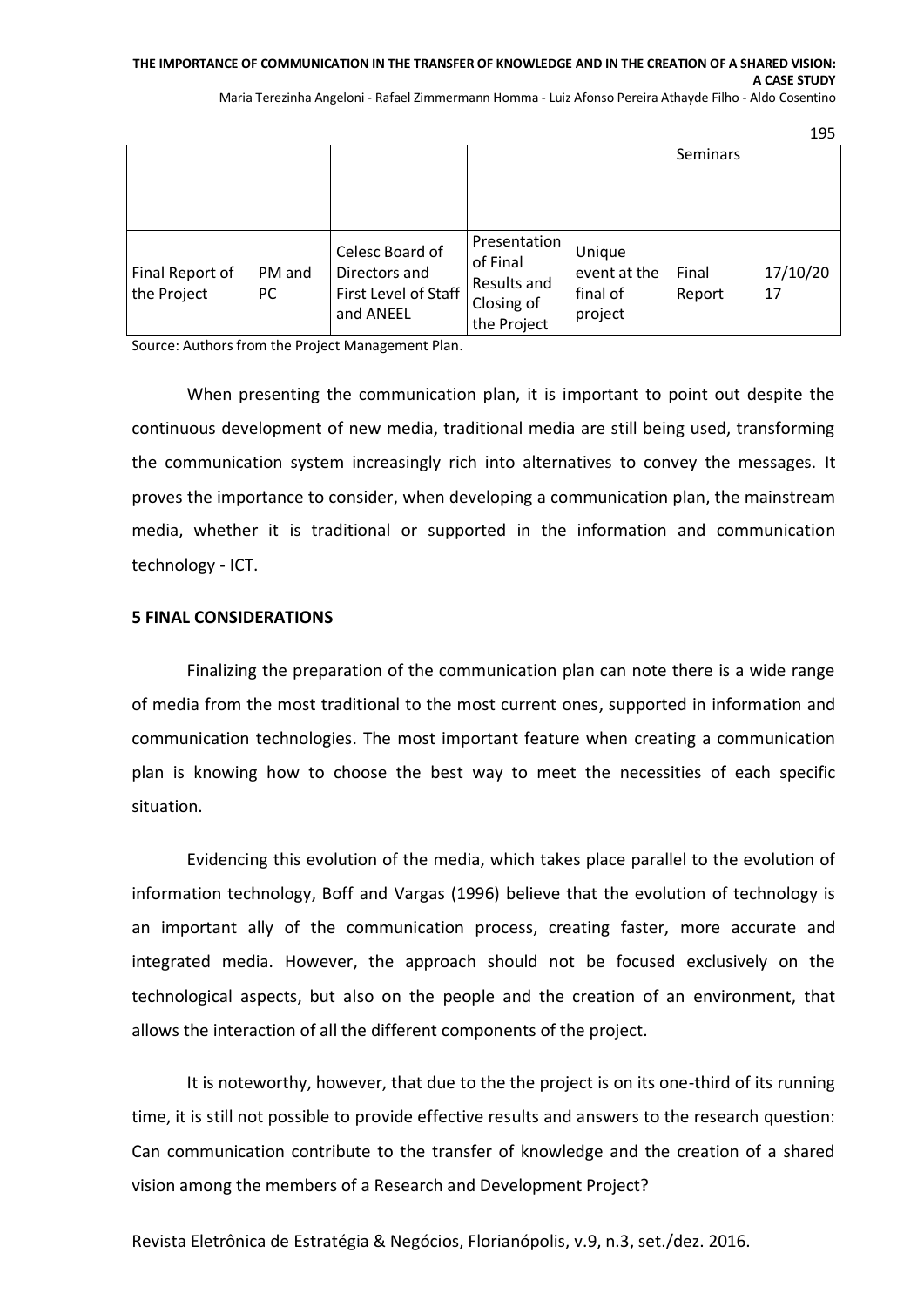| | | | | | Seminars | |
|---|---|---|---|---|---|---|
| Final Report of the Project | PM and PC | Celesc Board of Directors and First Level of Staff and ANEEL | Presentation of Final Results and Closing of the Project | Unique event at the final of project | Final Report | 17/10/2017 |

Source: Authors from the Project Management Plan.

When presenting the communication plan, it is important to point out despite the continuous development of new media, traditional media are still being used, transforming the communication system increasingly rich into alternatives to convey the messages. It proves the importance to consider, when developing a communication plan, the mainstream media, whether it is traditional or supported in the information and communication technology - ICT.

## 5 FINAL CONSIDERATIONS

Finalizing the preparation of the communication plan can note there is a wide range of media from the most traditional to the most current ones, supported in information and communication technologies. The most important feature when creating a communication plan is knowing how to choose the best way to meet the necessities of each specific situation.

Evidencing this evolution of the media, which takes place parallel to the evolution of information technology, Boff and Vargas (1996) believe that the evolution of technology is an important ally of the communication process, creating faster, more accurate and integrated media. However, the approach should not be focused exclusively on the technological aspects, but also on the people and the creation of an environment, that allows the interaction of all the different components of the project.

It is noteworthy, however, that due to the the project is on its one-third of its running time, it is still not possible to provide effective results and answers to the research question: Can communication contribute to the transfer of knowledge and the creation of a shared vision among the members of a Research and Development Project?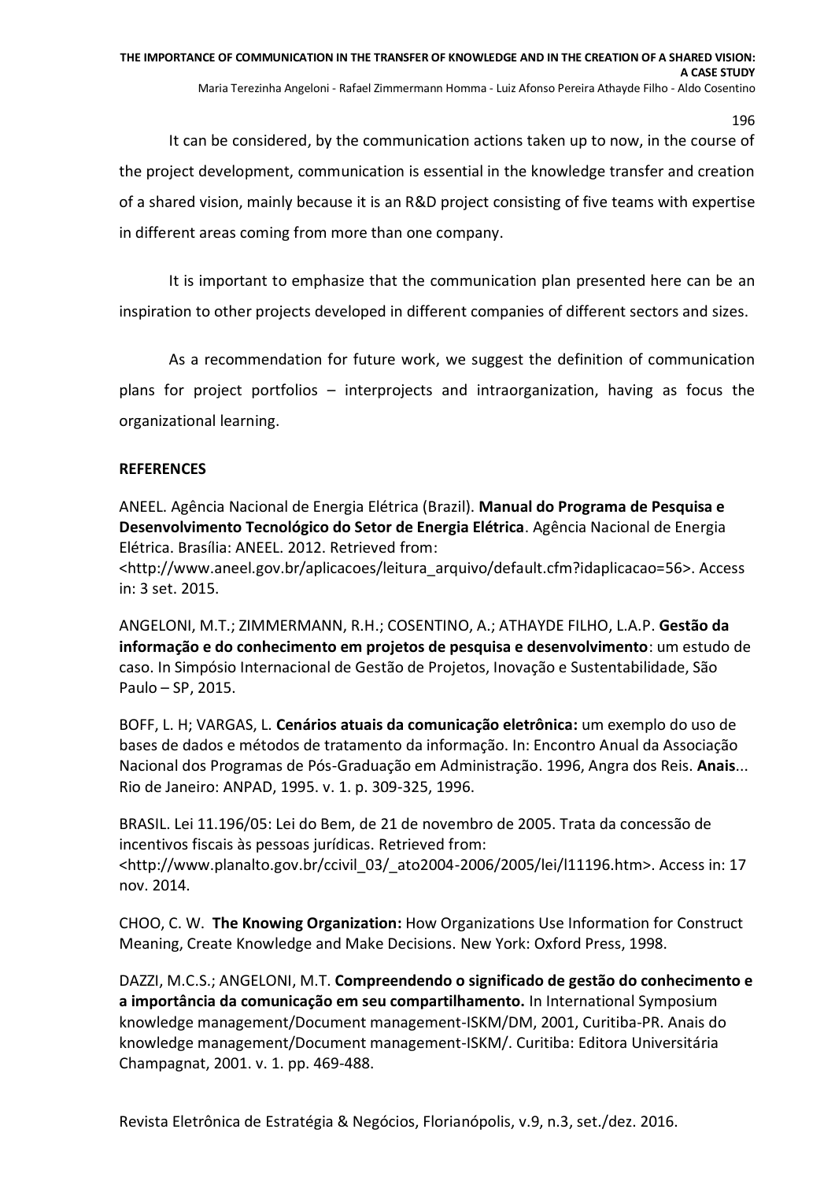It can be considered, by the communication actions taken up to now, in the course of the project development, communication is essential in the knowledge transfer and creation of a shared vision, mainly because it is an R&D project consisting of five teams with expertise in different areas coming from more than one company.

It is important to emphasize that the communication plan presented here can be an inspiration to other projects developed in different companies of different sectors and sizes.

As a recommendation for future work, we suggest the definition of communication plans for project portfolios – interprojects and intraorganization, having as focus the organizational learning.

## REFERENCES

ANEEL. Agência Nacional de Energia Elétrica (Brazil). **Manual do Programa de Pesquisa e Desenvolvimento Tecnológico do Setor de Energia Elétrica**. Agência Nacional de Energia Elétrica. Brasília: ANEEL. 2012. Retrieved from: <http://www.aneel.gov.br/aplicacoes/leitura_arquivo/default.cfm?idaplicacao=56>. Access in: 3 set. 2015.

ANGELONI, M.T.; ZIMMERMANN, R.H.; COSENTINO, A.; ATHAYDE FILHO, L.A.P. **Gestão da informação e do conhecimento em projetos de pesquisa e desenvolvimento**: um estudo de caso. In Simpósio Internacional de Gestão de Projetos, Inovação e Sustentabilidade, São Paulo – SP, 2015.

BOFF, L. H; VARGAS, L. **Cenários atuais da comunicação eletrônica:** um exemplo do uso de bases de dados e métodos de tratamento da informação. In: Encontro Anual da Associação Nacional dos Programas de Pós-Graduação em Administração. 1996, Angra dos Reis. **Anais**... Rio de Janeiro: ANPAD, 1995. v. 1. p. 309-325, 1996.

BRASIL. Lei 11.196/05: Lei do Bem, de 21 de novembro de 2005. Trata da concessão de incentivos fiscais às pessoas jurídicas. Retrieved from: <http://www.planalto.gov.br/ccivil_03/_ato2004-2006/2005/lei/l11196.htm>. Access in: 17 nov. 2014.

CHOO, C. W. **The Knowing Organization:** How Organizations Use Information for Construct Meaning, Create Knowledge and Make Decisions. New York: Oxford Press, 1998.

DAZZI, M.C.S.; ANGELONI, M.T. **Compreendendo o significado de gestão do conhecimento e a importância da comunicação em seu compartilhamento.** In International Symposium knowledge management/Document management-ISKM/DM, 2001, Curitiba-PR. Anais do knowledge management/Document management-ISKM/. Curitiba: Editora Universitária Champagnat, 2001. v. 1. pp. 469-488.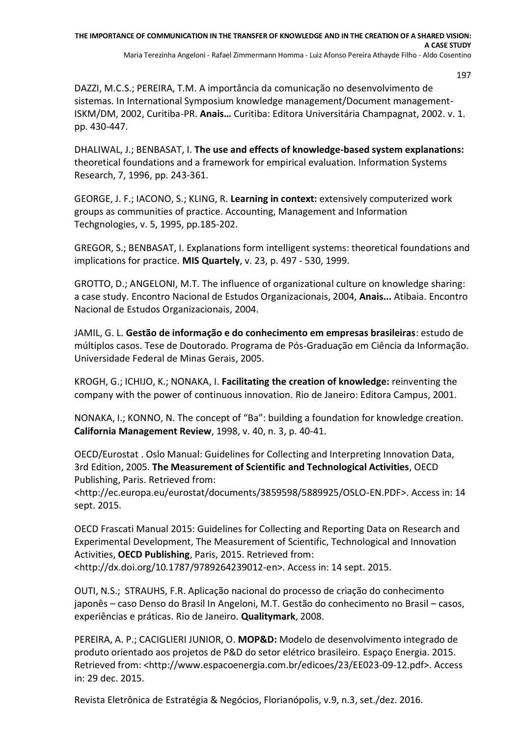DAZZI, M.C.S.; PEREIRA, T.M. A importância da comunicação no desenvolvimento de sistemas. In International Symposium knowledge management/Document management-ISKM/DM, 2002, Curitiba-PR. **Anais…** Curitiba: Editora Universitária Champagnat, 2002. v. 1. pp. 430-447.

DHALIWAL, J.; BENBASAT, I. **The use and effects of knowledge-based system explanations:** theoretical foundations and a framework for empirical evaluation. Information Systems Research, 7, 1996, pp. 243-361.

GEORGE, J. F.; IACONO, S.; KLING, R. **Learning in context:** extensively computerized work groups as communities of practice. Accounting, Management and Information Techgnologies, v. 5, 1995, pp.185-202.

GREGOR, S.; BENBASAT, I. Explanations form intelligent systems: theoretical foundations and implications for practice. **MIS Quartely**, v. 23, p. 497 - 530, 1999.

GROTTO, D.; ANGELONI, M.T. The influence of organizational culture on knowledge sharing: a case study. Encontro Nacional de Estudos Organizacionais, 2004, **Anais...** Atibaia. Encontro Nacional de Estudos Organizacionais, 2004.

JAMIL, G. L. **Gestão de informação e do conhecimento em empresas brasileiras**: estudo de múltiplos casos. Tese de Doutorado. Programa de Pós-Graduação em Ciência da Informação. Universidade Federal de Minas Gerais, 2005.

KROGH, G.; ICHIJO, K.; NONAKA, I. **Facilitating the creation of knowledge:** reinventing the company with the power of continuous innovation. Rio de Janeiro: Editora Campus, 2001.

NONAKA, I.; KONNO, N. The concept of "Ba": building a foundation for knowledge creation. **California Management Review**, 1998, v. 40, n. 3, p. 40-41.

OECD/Eurostat . Oslo Manual: Guidelines for Collecting and Interpreting Innovation Data, 3rd Edition, 2005. **The Measurement of Scientific and Technological Activities**, OECD Publishing, Paris. Retrieved from: <http://ec.europa.eu/eurostat/documents/3859598/5889925/OSLO-EN.PDF>. Access in: 14 sept. 2015.

OECD Frascati Manual 2015: Guidelines for Collecting and Reporting Data on Research and Experimental Development, The Measurement of Scientific, Technological and Innovation Activities, **OECD Publishing**, Paris, 2015. Retrieved from: <http://dx.doi.org/10.1787/9789264239012-en>. Access in: 14 sept. 2015.

OUTI, N.S.; STRAUHS, F.R. Aplicação nacional do processo de criação do conhecimento japonês – caso Denso do Brasil In Angeloni, M.T. Gestão do conhecimento no Brasil – casos, experiências e práticas. Rio de Janeiro. **Qualitymark**, 2008.

PEREIRA, A. P.; CACIGLIERI JUNIOR, O. **MOP&D:** Modelo de desenvolvimento integrado de produto orientado aos projetos de P&D do setor elétrico brasileiro. Espaço Energia. 2015. Retrieved from: <http://www.espacoenergia.com.br/edicoes/23/EE023-09-12.pdf>. Access in: 29 dec. 2015.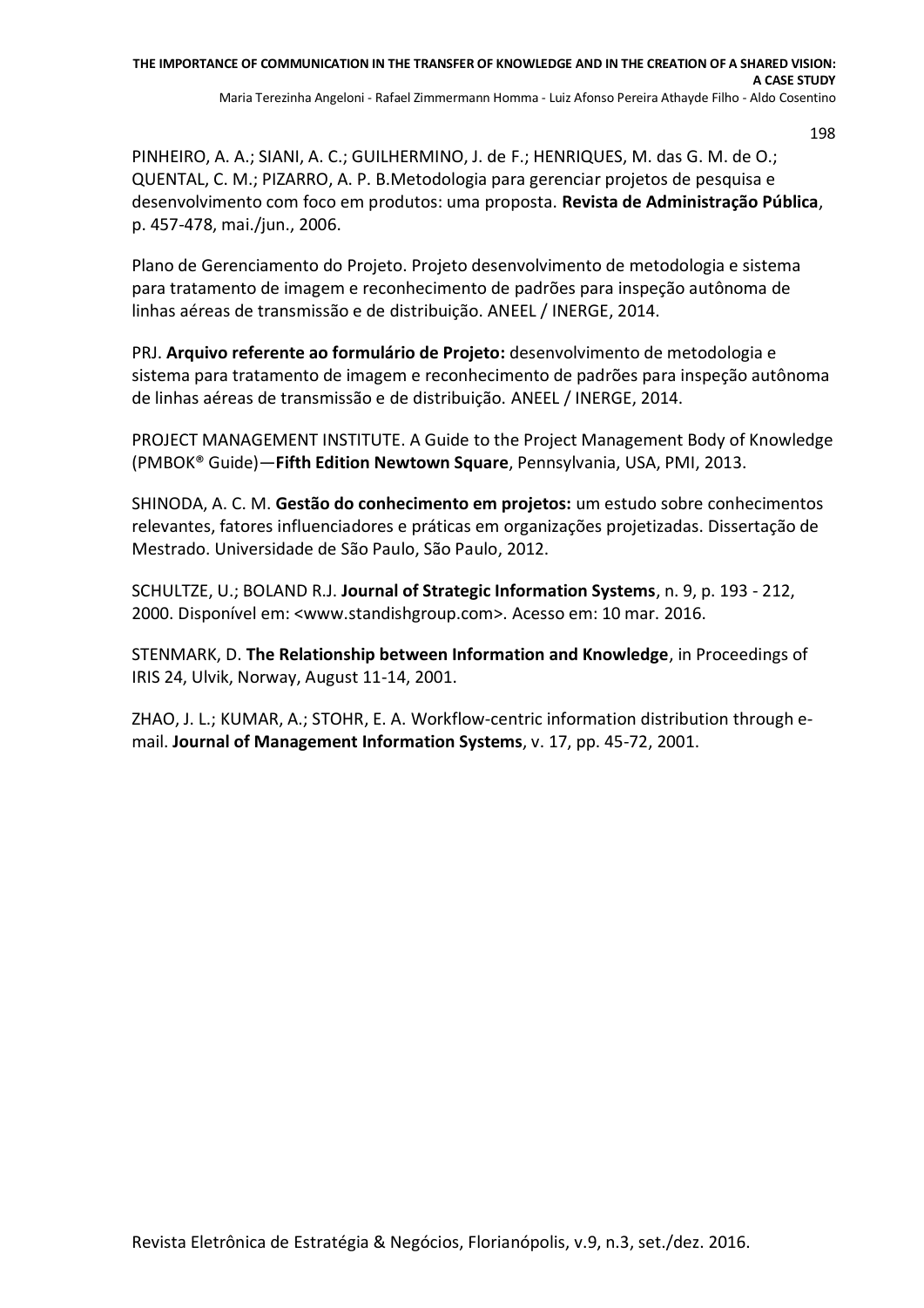PINHEIRO, A. A.; SIANI, A. C.; GUILHERMINO, J. de F.; HENRIQUES, M. das G. M. de O.; QUENTAL, C. M.; PIZARRO, A. P. B.Metodologia para gerenciar projetos de pesquisa e desenvolvimento com foco em produtos: uma proposta. **Revista de Administração Pública**, p. 457-478, mai./jun., 2006.

Plano de Gerenciamento do Projeto. Projeto desenvolvimento de metodologia e sistema para tratamento de imagem e reconhecimento de padrões para inspeção autônoma de linhas aéreas de transmissão e de distribuição. ANEEL / INERGE, 2014.

PRJ. **Arquivo referente ao formulário de Projeto:** desenvolvimento de metodologia e sistema para tratamento de imagem e reconhecimento de padrões para inspeção autônoma de linhas aéreas de transmissão e de distribuição. ANEEL / INERGE, 2014.

PROJECT MANAGEMENT INSTITUTE. A Guide to the Project Management Body of Knowledge (PMBOK® Guide)—**Fifth Edition Newtown Square**, Pennsylvania, USA, PMI, 2013.

SHINODA, A. C. M. **Gestão do conhecimento em projetos:** um estudo sobre conhecimentos relevantes, fatores influenciadores e práticas em organizações projetizadas. Dissertação de Mestrado. Universidade de São Paulo, São Paulo, 2012.

SCHULTZE, U.; BOLAND R.J. **Journal of Strategic Information Systems**, n. 9, p. 193 - 212, 2000. Disponível em: <www.standishgroup.com>. Acesso em: 10 mar. 2016.

STENMARK, D. **The Relationship between Information and Knowledge**, in Proceedings of IRIS 24, Ulvik, Norway, August 11-14, 2001.

ZHAO, J. L.; KUMAR, A.; STOHR, E. A. Workflow-centric information distribution through e-mail. **Journal of Management Information Systems**, v. 17, pp. 45-72, 2001.